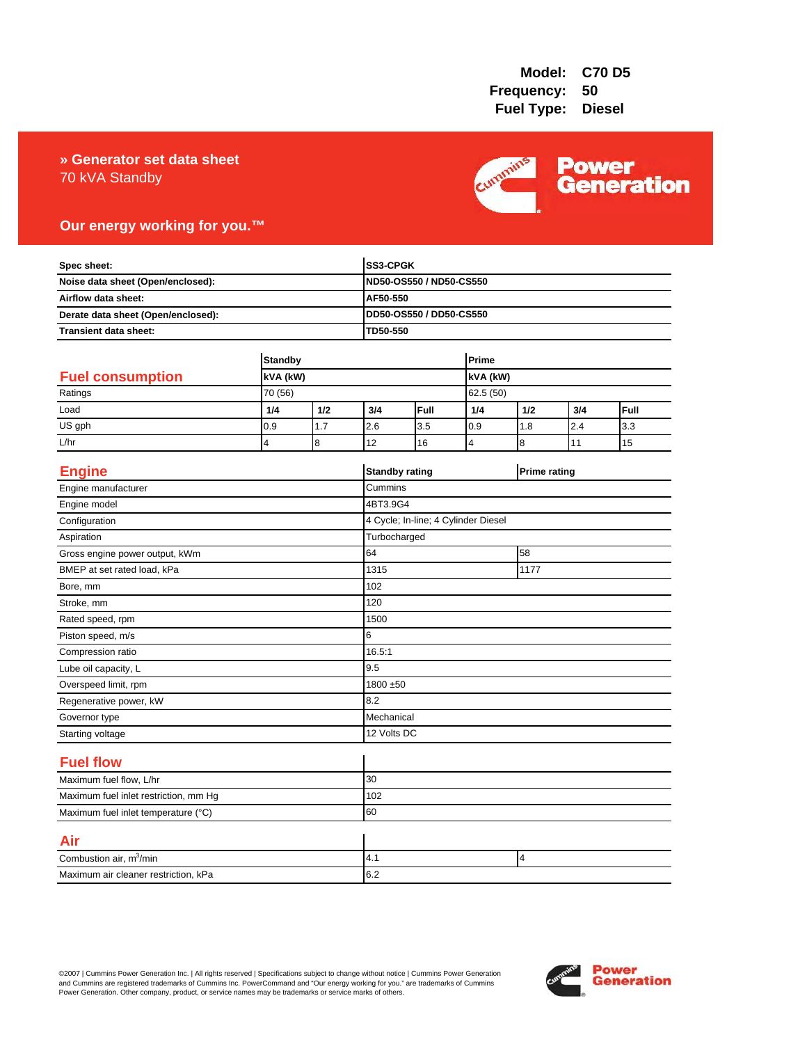**Model:** C70 D5
**Frequency:** 50
**Fuel Type:** Diesel

## » Generator set data sheet

70 kVA Standby

**Our energy working for you.™**

| | |
|---|---|
| **Spec sheet:** | **SS3-CPGK** |
| **Noise data sheet (Open/enclosed):** | **ND50-OS550 / ND50-CS550** |
| **Airflow data sheet:** | **AF50-550** |
| **Derate data sheet (Open/enclosed):** | **DD50-OS550 / DD50-CS550** |
| **Transient data sheet:** | **TD50-550** |

## Fuel consumption

| | Standby | | | | Prime | | | |
|---|---|---|---|---|---|---|---|---|
| | kVA (kW) | | | | kVA (kW) | | | |
| Ratings | 70 (56) | | | | 62.5 (50) | | | |
| Load | 1/4 | 1/2 | 3/4 | Full | 1/4 | 1/2 | 3/4 | Full |
| US gph | 0.9 | 1.7 | 2.6 | 3.5 | 0.9 | 1.8 | 2.4 | 3.3 |
| L/hr | 4 | 8 | 12 | 16 | 4 | 8 | 11 | 15 |

## Engine

| Engine | Standby rating | Prime rating |
|---|---|---|
| Engine manufacturer | Cummins | |
| Engine model | 4BT3.9G4 | |
| Configuration | 4 Cycle; In-line; 4 Cylinder Diesel | |
| Aspiration | Turbocharged | |
| Gross engine power output, kWm | 64 | 58 |
| BMEP at set rated load, kPa | 1315 | 1177 |
| Bore, mm | 102 | |
| Stroke, mm | 120 | |
| Rated speed, rpm | 1500 | |
| Piston speed, m/s | 6 | |
| Compression ratio | 16.5:1 | |
| Lube oil capacity, L | 9.5 | |
| Overspeed limit, rpm | 1800 ±50 | |
| Regenerative power, kW | 8.2 | |
| Governor type | Mechanical | |
| Starting voltage | 12 Volts DC | |

## Fuel flow

| | |
|---|---|
| Maximum fuel flow, L/hr | 30 |
| Maximum fuel inlet restriction, mm Hg | 102 |
| Maximum fuel inlet temperature (°C) | 60 |

## Air

| | | |
|---|---|---|
| Combustion air, $m^3$/min | 4.1 | 4 |
| Maximum air cleaner restriction, kPa | 6.2 | |

©2007 | Cummins Power Generation Inc. | All rights reserved | Specifications subject to change without notice | Cummins Power Generation and Cummins are registered trademarks of Cummins Inc. PowerCommand and "Our energy working for you." are trademarks of Cummins Power Generation. Other company, product, or service names may be trademarks or service marks of others.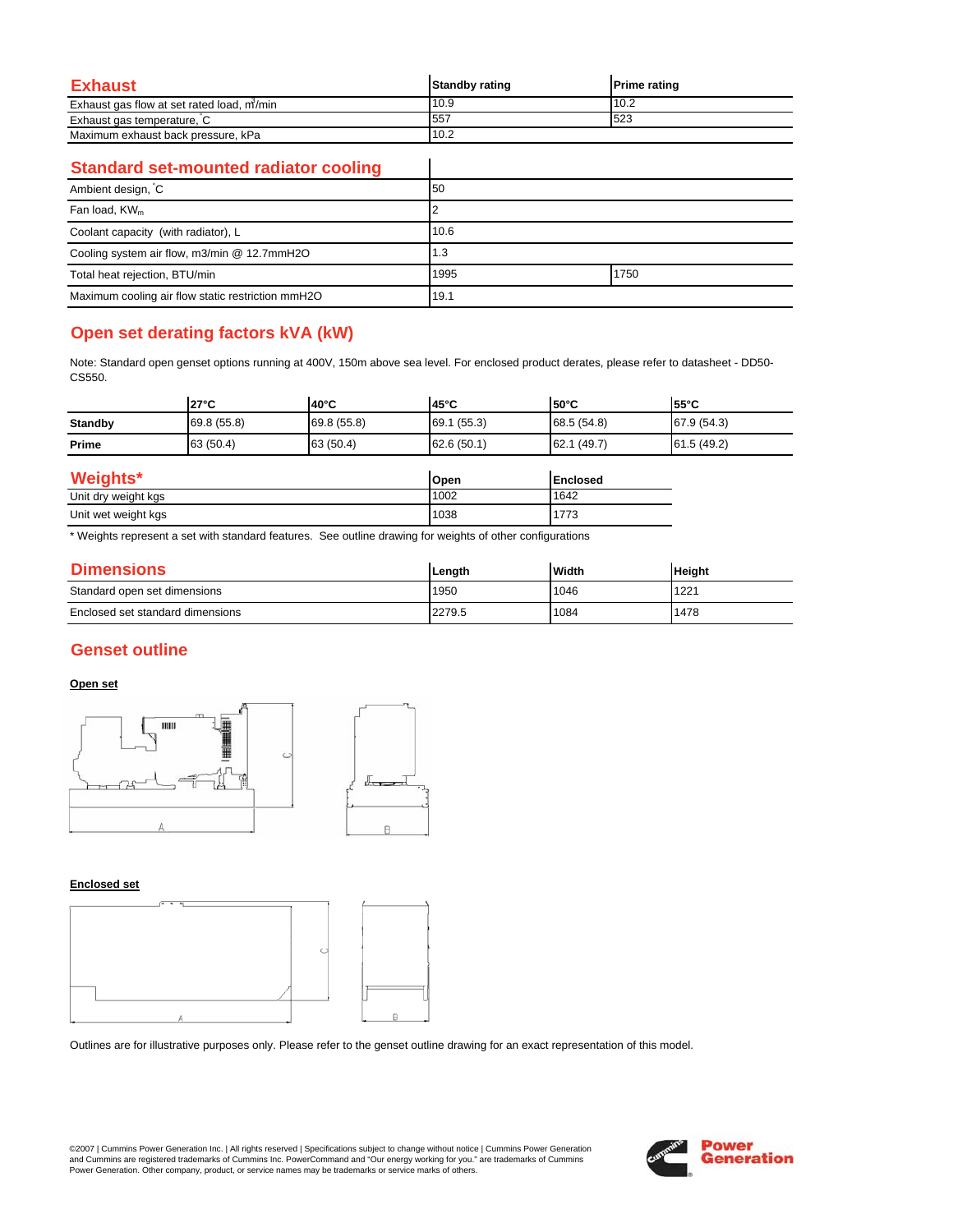## Exhaust

| Exhaust | Standby rating | Prime rating |
|---|---|---|
| Exhaust gas flow at set rated load, $m^3$/min | 10.9 | 10.2 |
| Exhaust gas temperature, °C | 557 | 523 |
| Maximum exhaust back pressure, kPa | 10.2 | |

## Standard set-mounted radiator cooling

| Standard set-mounted radiator cooling | | |
|---|---|---|
| Ambient design, °C | 50 | |
| Fan load, $KW_m$ | 2 | |
| Coolant capacity (with radiator), L | 10.6 | |
| Cooling system air flow, m3/min @ 12.7mmH2O | 1.3 | |
| Total heat rejection, BTU/min | 1995 | 1750 |
| Maximum cooling air flow static restriction mmH2O | 19.1 | |

## Open set derating factors kVA (kW)

Note: Standard open genset options running at 400V, 150m above sea level. For enclosed product derates, please refer to datasheet - DD50-CS550.

| | 27°C | 40°C | 45°C | 50°C | 55°C |
|---|---|---|---|---|---|
| **Standby** | 69.8 (55.8) | 69.8 (55.8) | 69.1 (55.3) | 68.5 (54.8) | 67.9 (54.3) |
| **Prime** | 63 (50.4) | 63 (50.4) | 62.6 (50.1) | 62.1 (49.7) | 61.5 (49.2) |

## Weights*

| Weights* | Open | Enclosed |
|---|---|---|
| Unit dry weight kgs | 1002 | 1642 |
| Unit wet weight kgs | 1038 | 1773 |

* Weights represent a set with standard features. See outline drawing for weights of other configurations

## Dimensions

| Dimensions | Length | Width | Height |
|---|---|---|---|
| Standard open set dimensions | 1950 | 1046 | 1221 |
| Enclosed set standard dimensions | 2279.5 | 1084 | 1478 |

## Genset outline

**Open set**

**Enclosed set**

Outlines are for illustrative purposes only. Please refer to the genset outline drawing for an exact representation of this model.

©2007 | Cummins Power Generation Inc. | All rights reserved | Specifications subject to change without notice | Cummins Power Generation and Cummins are registered trademarks of Cummins Inc. PowerCommand and "Our energy working for you." are trademarks of Cummins Power Generation. Other company, product, or service names may be trademarks or service marks of others.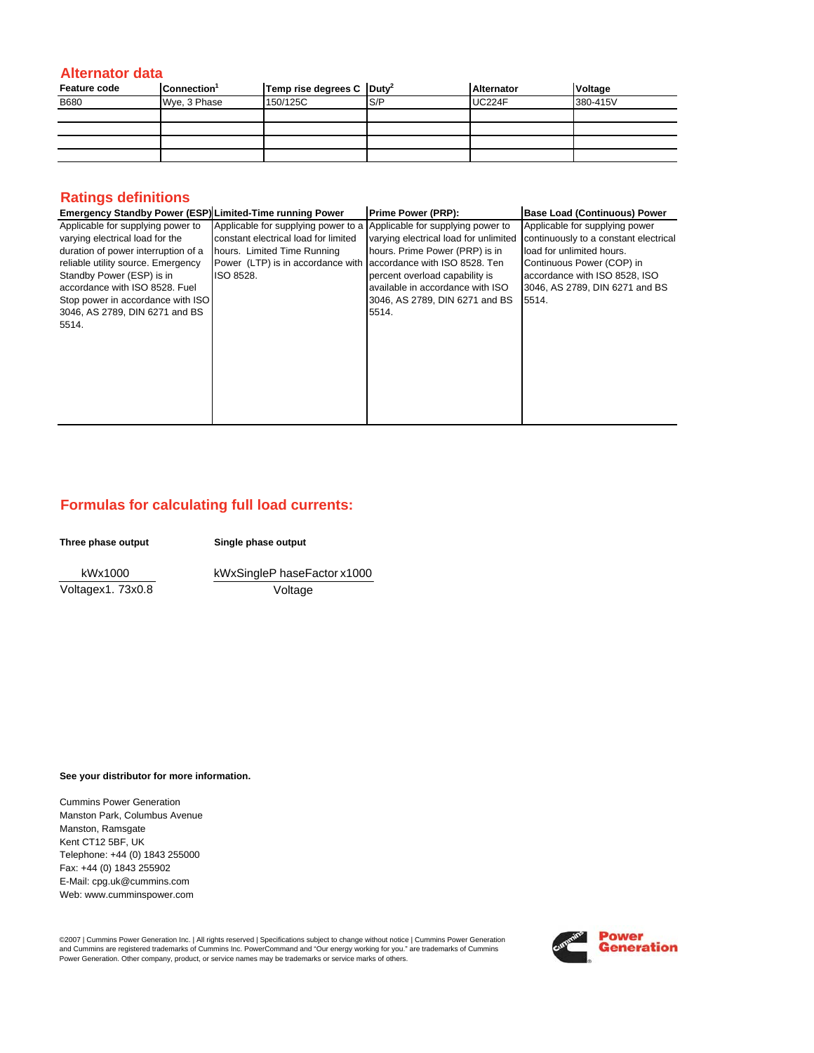## Alternator data

| Feature code | Connection[1] | Temp rise degrees C | Duty[2] | Alternator | Voltage |
|---|---|---|---|---|---|
| B680 | Wye, 3 Phase | 150/125C | S/P | UC224F | 380-415V |
| | | | | | |
| | | | | | |
| | | | | | |
| | | | | | |

## Ratings definitions

| Emergency Standby Power (ESP) | Limited-Time running Power | Prime Power (PRP): | Base Load (Continuous) Power |
|---|---|---|---|
| Applicable for supplying power to varying electrical load for the duration of power interruption of a reliable utility source. Emergency Standby Power (ESP) is in accordance with ISO 8528. Fuel Stop power in accordance with ISO 3046, AS 2789, DIN 6271 and BS 5514. | Applicable for supplying power to a constant electrical load for limited hours. Limited Time Running Power (LTP) is in accordance with ISO 8528. | Applicable for supplying power to varying electrical load for unlimited hours. Prime Power (PRP) is in accordance with ISO 8528. Ten percent overload capability is available in accordance with ISO 3046, AS 2789, DIN 6271 and BS 5514. | Applicable for supplying power continuously to a constant electrical load for unlimited hours. Continuous Power (COP) in accordance with ISO 8528, ISO 3046, AS 2789, DIN 6271 and BS 5514. |

## Formulas for calculating full load currents:

**Three phase output**

$$\frac{kW \times 1000}{Voltage \times 1.73 \times 0.8}$$

**Single phase output**

$$\frac{kW \times SinglePhaseFactor \times 1000}{Voltage}$$

**See your distributor for more information.**

Cummins Power Generation
Manston Park, Columbus Avenue
Manston, Ramsgate
Kent CT12 5BF, UK
Telephone: +44 (0) 1843 255000
Fax: +44 (0) 1843 255902
E-Mail: cpg.uk@cummins.com
Web: www.cumminspower.com

©2007 | Cummins Power Generation Inc. | All rights reserved | Specifications subject to change without notice | Cummins Power Generation and Cummins are registered trademarks of Cummins Inc. PowerCommand and "Our energy working for you." are trademarks of Cummins Power Generation. Other company, product, or service names may be trademarks or service marks of others.

Power Generation